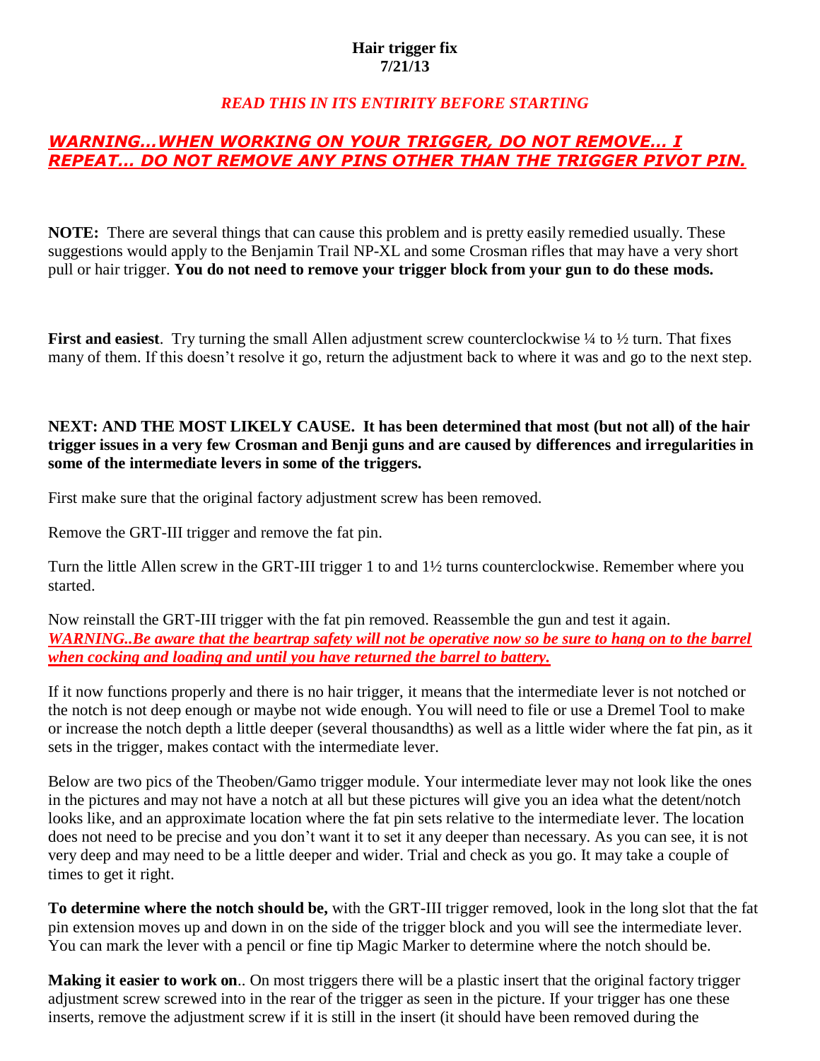**Hair trigger fix**
**7/21/13**

***READ THIS IN ITS ENTIRITY BEFORE STARTING***

***<u>WARNING…WHEN WORKING ON YOUR TRIGGER, DO NOT REMOVE… I REPEAT… DO NOT REMOVE ANY PINS OTHER THAN THE TRIGGER PIVOT PIN.</u>***

**NOTE:** There are several things that can cause this problem and is pretty easily remedied usually. These suggestions would apply to the Benjamin Trail NP-XL and some Crosman rifles that may have a very short pull or hair trigger. **You do not need to remove your trigger block from your gun to do these mods.**

**First and easiest**. Try turning the small Allen adjustment screw counterclockwise ¼ to ½ turn. That fixes many of them. If this doesn't resolve it go, return the adjustment back to where it was and go to the next step.

**NEXT: AND THE MOST LIKELY CAUSE. It has been determined that most (but not all) of the hair trigger issues in a very few Crosman and Benji guns and are caused by differences and irregularities in some of the intermediate levers in some of the triggers.**

First make sure that the original factory adjustment screw has been removed.

Remove the GRT-III trigger and remove the fat pin.

Turn the little Allen screw in the GRT-III trigger 1 to and 1½ turns counterclockwise. Remember where you started.

Now reinstall the GRT-III trigger with the fat pin removed. Reassemble the gun and test it again. ***<u>WARNING..Be aware that the beartrap safety will not be operative now so be sure to hang on to the barrel when cocking and loading and until you have returned the barrel to battery.</u>***

If it now functions properly and there is no hair trigger, it means that the intermediate lever is not notched or the notch is not deep enough or maybe not wide enough. You will need to file or use a Dremel Tool to make or increase the notch depth a little deeper (several thousandths) as well as a little wider where the fat pin, as it sets in the trigger, makes contact with the intermediate lever.

Below are two pics of the Theoben/Gamo trigger module. Your intermediate lever may not look like the ones in the pictures and may not have a notch at all but these pictures will give you an idea what the detent/notch looks like, and an approximate location where the fat pin sets relative to the intermediate lever. The location does not need to be precise and you don't want it to set it any deeper than necessary. As you can see, it is not very deep and may need to be a little deeper and wider. Trial and check as you go. It may take a couple of times to get it right.

**To determine where the notch should be,** with the GRT-III trigger removed, look in the long slot that the fat pin extension moves up and down in on the side of the trigger block and you will see the intermediate lever. You can mark the lever with a pencil or fine tip Magic Marker to determine where the notch should be.

**Making it easier to work on**.. On most triggers there will be a plastic insert that the original factory trigger adjustment screw screwed into in the rear of the trigger as seen in the picture. If your trigger has one these inserts, remove the adjustment screw if it is still in the insert (it should have been removed during the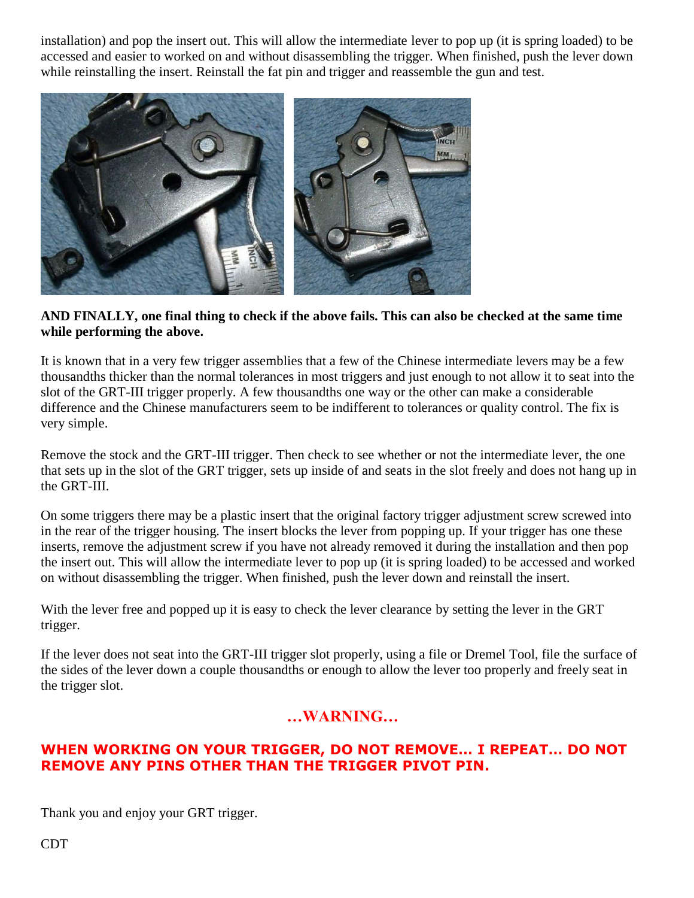installation) and pop the insert out. This will allow the intermediate lever to pop up (it is spring loaded) to be accessed and easier to worked on and without disassembling the trigger. When finished, push the lever down while reinstalling the insert. Reinstall the fat pin and trigger and reassemble the gun and test.

**AND FINALLY, one final thing to check if the above fails. This can also be checked at the same time while performing the above.**

It is known that in a very few trigger assemblies that a few of the Chinese intermediate levers may be a few thousandths thicker than the normal tolerances in most triggers and just enough to not allow it to seat into the slot of the GRT-III trigger properly. A few thousandths one way or the other can make a considerable difference and the Chinese manufacturers seem to be indifferent to tolerances or quality control. The fix is very simple.

Remove the stock and the GRT-III trigger. Then check to see whether or not the intermediate lever, the one that sets up in the slot of the GRT trigger, sets up inside of and seats in the slot freely and does not hang up in the GRT-III.

On some triggers there may be a plastic insert that the original factory trigger adjustment screw screwed into in the rear of the trigger housing. The insert blocks the lever from popping up. If your trigger has one these inserts, remove the adjustment screw if you have not already removed it during the installation and then pop the insert out. This will allow the intermediate lever to pop up (it is spring loaded) to be accessed and worked on without disassembling the trigger. When finished, push the lever down and reinstall the insert.

With the lever free and popped up it is easy to check the lever clearance by setting the lever in the GRT trigger.

If the lever does not seat into the GRT-III trigger slot properly, using a file or Dremel Tool, file the surface of the sides of the lever down a couple thousandths or enough to allow the lever too properly and freely seat in the trigger slot.

## …WARNING…

**WHEN WORKING ON YOUR TRIGGER, DO NOT REMOVE… I REPEAT… DO NOT REMOVE ANY PINS OTHER THAN THE TRIGGER PIVOT PIN.**

Thank you and enjoy your GRT trigger.

CDT